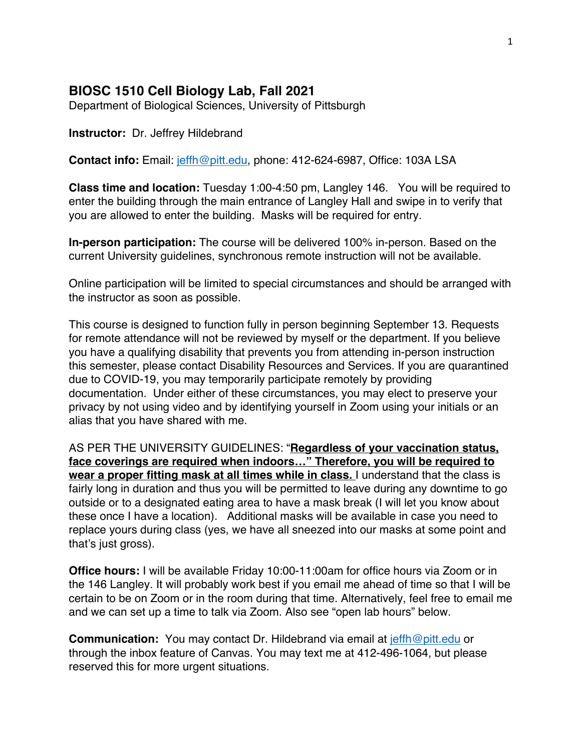## BIOSC 1510 Cell Biology Lab, Fall 2021

Department of Biological Sciences, University of Pittsburgh

**Instructor:** Dr. Jeffrey Hildebrand

**Contact info:** Email: jeffh@pitt.edu, phone: 412-624-6987, Office: 103A LSA

**Class time and location:** Tuesday 1:00-4:50 pm, Langley 146. You will be required to enter the building through the main entrance of Langley Hall and swipe in to verify that you are allowed to enter the building. Masks will be required for entry.

**In-person participation:** The course will be delivered 100% in-person. Based on the current University guidelines, synchronous remote instruction will not be available.

Online participation will be limited to special circumstances and should be arranged with the instructor as soon as possible.

This course is designed to function fully in person beginning September 13. Requests for remote attendance will not be reviewed by myself or the department. If you believe you have a qualifying disability that prevents you from attending in-person instruction this semester, please contact Disability Resources and Services. If you are quarantined due to COVID-19, you may temporarily participate remotely by providing documentation. Under either of these circumstances, you may elect to preserve your privacy by not using video and by identifying yourself in Zoom using your initials or an alias that you have shared with me.

AS PER THE UNIVERSITY GUIDELINES: "**Regardless of your vaccination status, face coverings are required when indoors…" Therefore, you will be required to wear a proper fitting mask at all times while in class.** I understand that the class is fairly long in duration and thus you will be permitted to leave during any downtime to go outside or to a designated eating area to have a mask break (I will let you know about these once I have a location). Additional masks will be available in case you need to replace yours during class (yes, we have all sneezed into our masks at some point and that's just gross).

**Office hours:** I will be available Friday 10:00-11:00am for office hours via Zoom or in the 146 Langley. It will probably work best if you email me ahead of time so that I will be certain to be on Zoom or in the room during that time. Alternatively, feel free to email me and we can set up a time to talk via Zoom. Also see "open lab hours" below.

**Communication:** You may contact Dr. Hildebrand via email at jeffh@pitt.edu or through the inbox feature of Canvas. You may text me at 412-496-1064, but please reserved this for more urgent situations.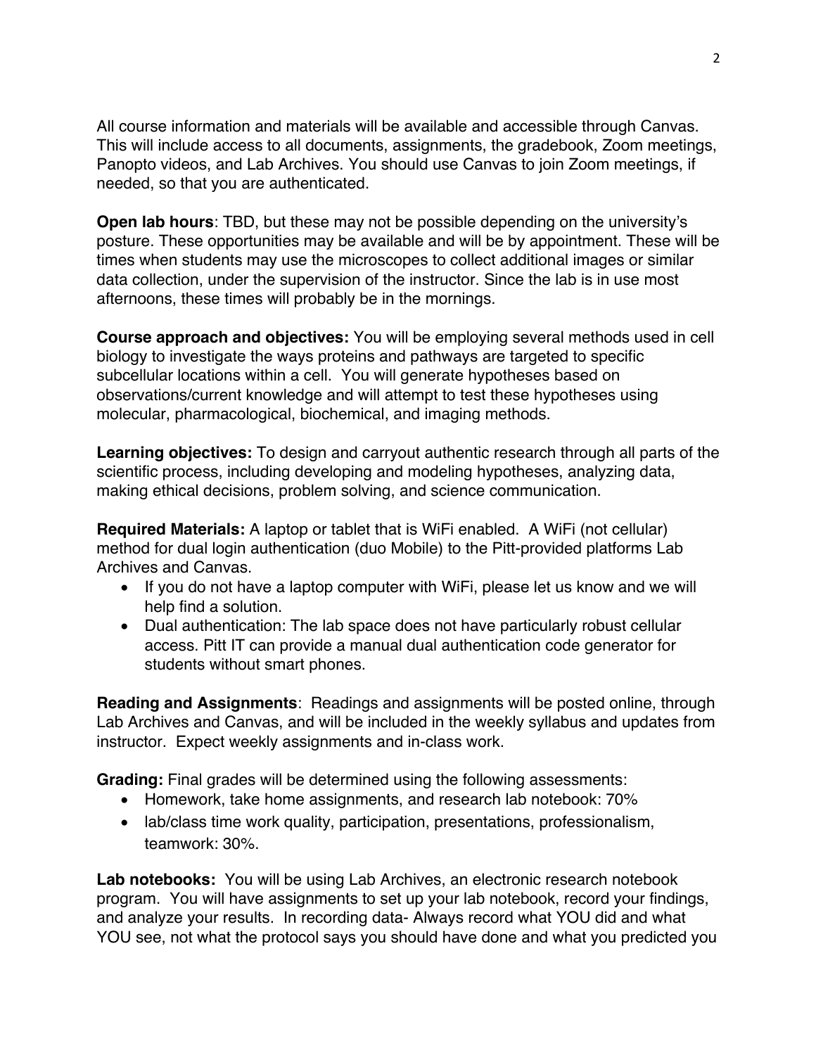All course information and materials will be available and accessible through Canvas. This will include access to all documents, assignments, the gradebook, Zoom meetings, Panopto videos, and Lab Archives. You should use Canvas to join Zoom meetings, if needed, so that you are authenticated.

**Open lab hours**: TBD, but these may not be possible depending on the university's posture. These opportunities may be available and will be by appointment. These will be times when students may use the microscopes to collect additional images or similar data collection, under the supervision of the instructor. Since the lab is in use most afternoons, these times will probably be in the mornings.

**Course approach and objectives:** You will be employing several methods used in cell biology to investigate the ways proteins and pathways are targeted to specific subcellular locations within a cell. You will generate hypotheses based on observations/current knowledge and will attempt to test these hypotheses using molecular, pharmacological, biochemical, and imaging methods.

**Learning objectives:** To design and carryout authentic research through all parts of the scientific process, including developing and modeling hypotheses, analyzing data, making ethical decisions, problem solving, and science communication.

**Required Materials:** A laptop or tablet that is WiFi enabled. A WiFi (not cellular) method for dual login authentication (duo Mobile) to the Pitt-provided platforms Lab Archives and Canvas.

- If you do not have a laptop computer with WiFi, please let us know and we will help find a solution.
- Dual authentication: The lab space does not have particularly robust cellular access. Pitt IT can provide a manual dual authentication code generator for students without smart phones.

**Reading and Assignments**: Readings and assignments will be posted online, through Lab Archives and Canvas, and will be included in the weekly syllabus and updates from instructor. Expect weekly assignments and in-class work.

**Grading:** Final grades will be determined using the following assessments:

- Homework, take home assignments, and research lab notebook: 70%
- lab/class time work quality, participation, presentations, professionalism, teamwork: 30%.

**Lab notebooks:** You will be using Lab Archives, an electronic research notebook program. You will have assignments to set up your lab notebook, record your findings, and analyze your results. In recording data- Always record what YOU did and what YOU see, not what the protocol says you should have done and what you predicted you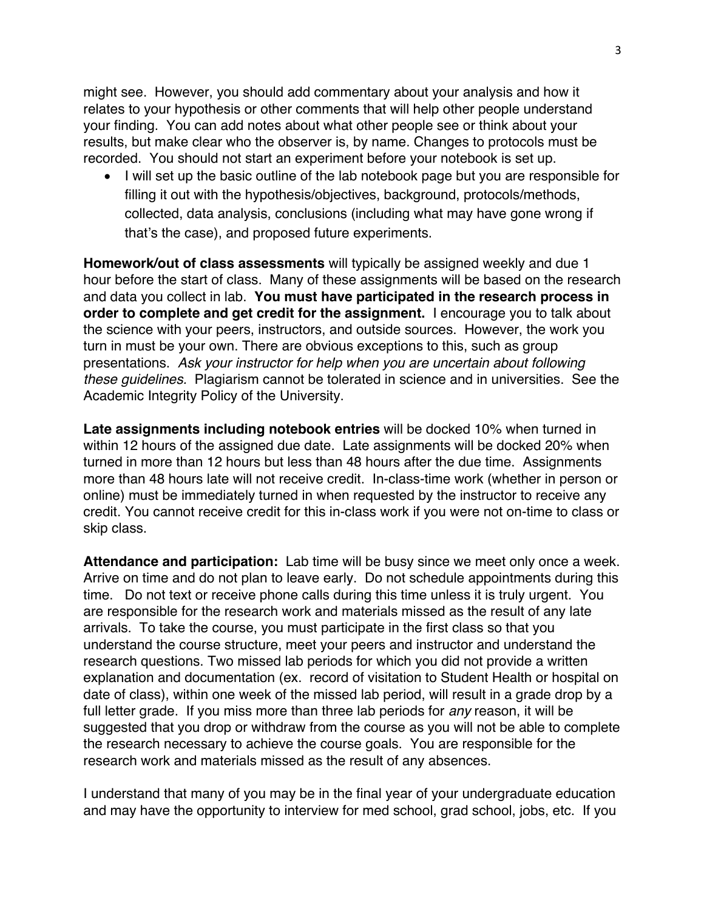might see. However, you should add commentary about your analysis and how it relates to your hypothesis or other comments that will help other people understand your finding. You can add notes about what other people see or think about your results, but make clear who the observer is, by name. Changes to protocols must be recorded. You should not start an experiment before your notebook is set up.

- I will set up the basic outline of the lab notebook page but you are responsible for filling it out with the hypothesis/objectives, background, protocols/methods, collected, data analysis, conclusions (including what may have gone wrong if that's the case), and proposed future experiments.

**Homework/out of class assessments** will typically be assigned weekly and due 1 hour before the start of class. Many of these assignments will be based on the research and data you collect in lab. **You must have participated in the research process in order to complete and get credit for the assignment.** I encourage you to talk about the science with your peers, instructors, and outside sources. However, the work you turn in must be your own. There are obvious exceptions to this, such as group presentations. *Ask your instructor for help when you are uncertain about following these guidelines.* Plagiarism cannot be tolerated in science and in universities. See the Academic Integrity Policy of the University.

**Late assignments including notebook entries** will be docked 10% when turned in within 12 hours of the assigned due date. Late assignments will be docked 20% when turned in more than 12 hours but less than 48 hours after the due time. Assignments more than 48 hours late will not receive credit. In-class-time work (whether in person or online) must be immediately turned in when requested by the instructor to receive any credit. You cannot receive credit for this in-class work if you were not on-time to class or skip class.

**Attendance and participation:** Lab time will be busy since we meet only once a week. Arrive on time and do not plan to leave early. Do not schedule appointments during this time. Do not text or receive phone calls during this time unless it is truly urgent. You are responsible for the research work and materials missed as the result of any late arrivals. To take the course, you must participate in the first class so that you understand the course structure, meet your peers and instructor and understand the research questions. Two missed lab periods for which you did not provide a written explanation and documentation (ex. record of visitation to Student Health or hospital on date of class), within one week of the missed lab period, will result in a grade drop by a full letter grade. If you miss more than three lab periods for *any* reason, it will be suggested that you drop or withdraw from the course as you will not be able to complete the research necessary to achieve the course goals. You are responsible for the research work and materials missed as the result of any absences.

I understand that many of you may be in the final year of your undergraduate education and may have the opportunity to interview for med school, grad school, jobs, etc. If you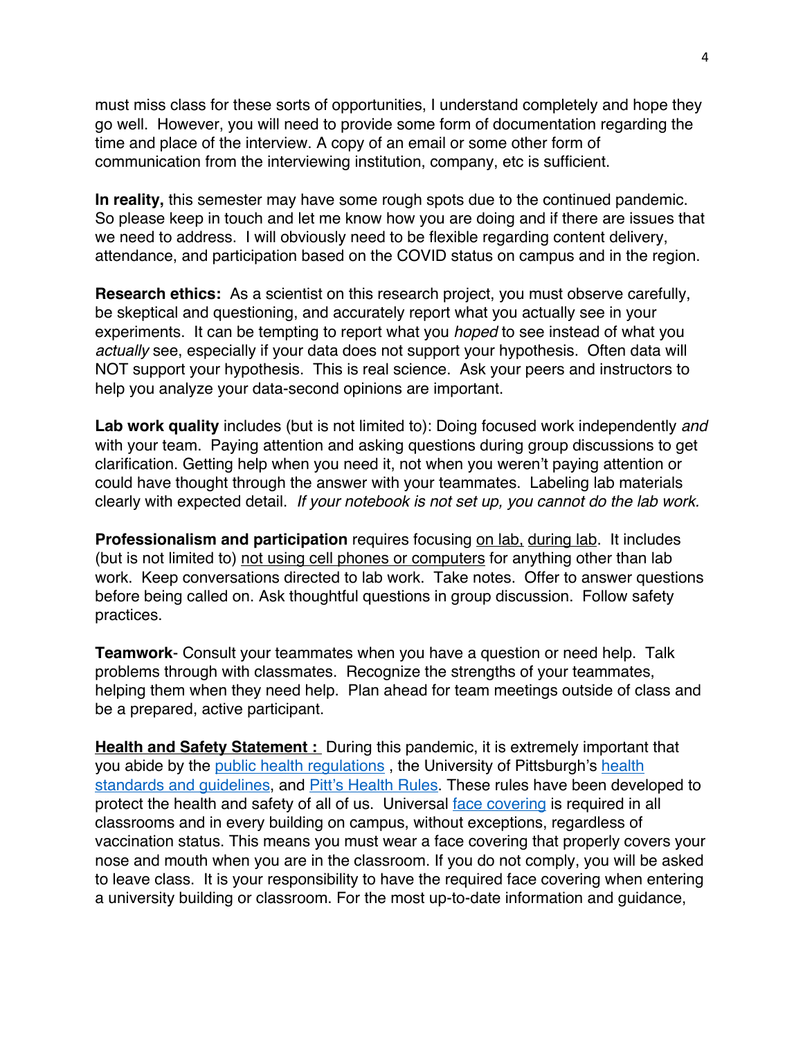must miss class for these sorts of opportunities, I understand completely and hope they go well. However, you will need to provide some form of documentation regarding the time and place of the interview. A copy of an email or some other form of communication from the interviewing institution, company, etc is sufficient.

**In reality,** this semester may have some rough spots due to the continued pandemic. So please keep in touch and let me know how you are doing and if there are issues that we need to address. I will obviously need to be flexible regarding content delivery, attendance, and participation based on the COVID status on campus and in the region.

**Research ethics:** As a scientist on this research project, you must observe carefully, be skeptical and questioning, and accurately report what you actually see in your experiments. It can be tempting to report what you *hoped* to see instead of what you *actually* see, especially if your data does not support your hypothesis. Often data will NOT support your hypothesis. This is real science. Ask your peers and instructors to help you analyze your data-second opinions are important.

**Lab work quality** includes (but is not limited to): Doing focused work independently *and* with your team. Paying attention and asking questions during group discussions to get clarification. Getting help when you need it, not when you weren't paying attention or could have thought through the answer with your teammates. Labeling lab materials clearly with expected detail. *If your notebook is not set up, you cannot do the lab work.*

**Professionalism and participation** requires focusing <u>on lab,</u> <u>during lab</u>. It includes (but is not limited to) <u>not using cell phones or computers</u> for anything other than lab work. Keep conversations directed to lab work. Take notes. Offer to answer questions before being called on. Ask thoughtful questions in group discussion. Follow safety practices.

**Teamwork**- Consult your teammates when you have a question or need help. Talk problems through with classmates. Recognize the strengths of your teammates, helping them when they need help. Plan ahead for team meetings outside of class and be a prepared, active participant.

**<u>Health and Safety Statement :</u>** During this pandemic, it is extremely important that you abide by the public health regulations , the University of Pittsburgh's health standards and guidelines, and Pitt's Health Rules. These rules have been developed to protect the health and safety of all of us. Universal face covering is required in all classrooms and in every building on campus, without exceptions, regardless of vaccination status. This means you must wear a face covering that properly covers your nose and mouth when you are in the classroom. If you do not comply, you will be asked to leave class. It is your responsibility to have the required face covering when entering a university building or classroom. For the most up-to-date information and guidance,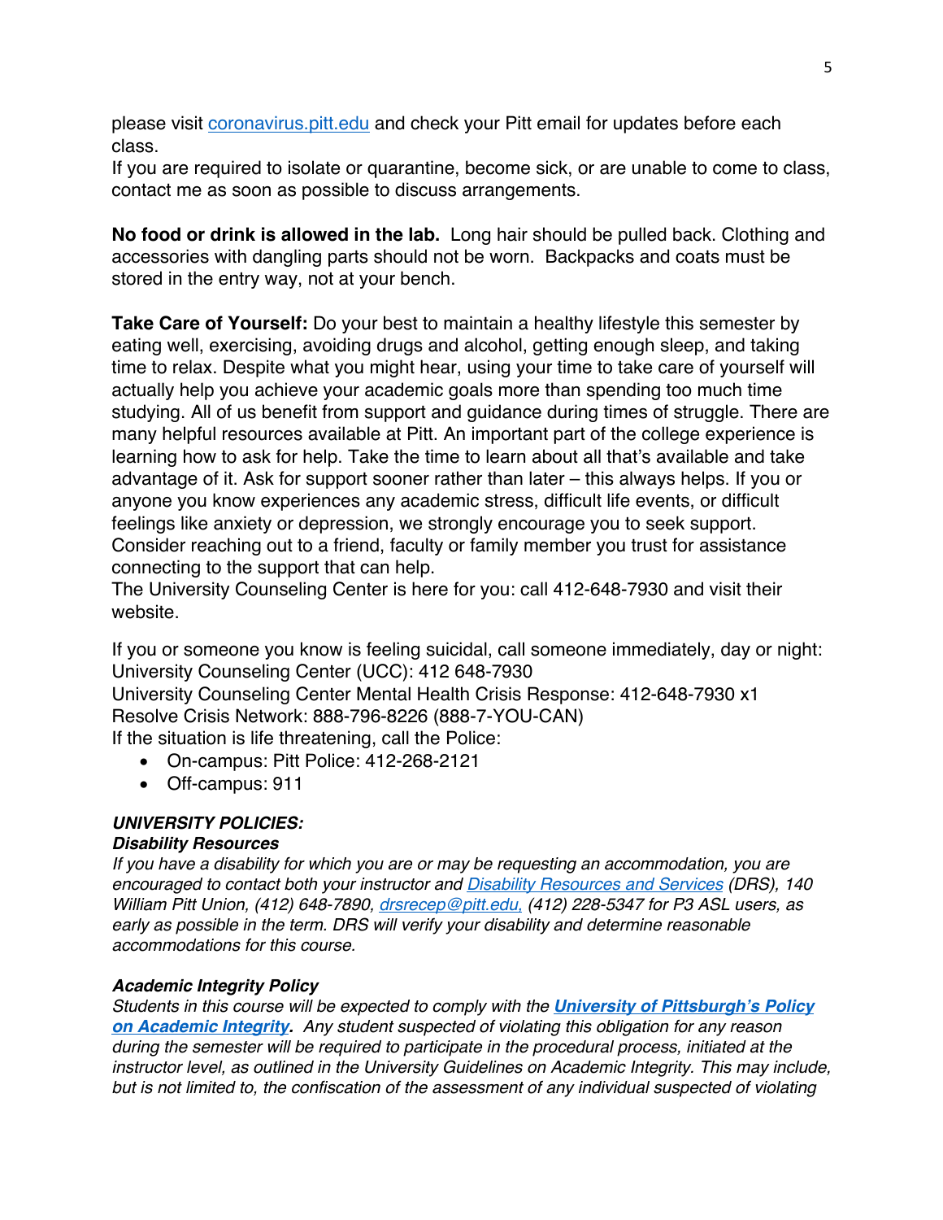please visit coronavirus.pitt.edu and check your Pitt email for updates before each class.
If you are required to isolate or quarantine, become sick, or are unable to come to class, contact me as soon as possible to discuss arrangements.

**No food or drink is allowed in the lab.** Long hair should be pulled back. Clothing and accessories with dangling parts should not be worn. Backpacks and coats must be stored in the entry way, not at your bench.

**Take Care of Yourself:** Do your best to maintain a healthy lifestyle this semester by eating well, exercising, avoiding drugs and alcohol, getting enough sleep, and taking time to relax. Despite what you might hear, using your time to take care of yourself will actually help you achieve your academic goals more than spending too much time studying. All of us benefit from support and guidance during times of struggle. There are many helpful resources available at Pitt. An important part of the college experience is learning how to ask for help. Take the time to learn about all that's available and take advantage of it. Ask for support sooner rather than later – this always helps. If you or anyone you know experiences any academic stress, difficult life events, or difficult feelings like anxiety or depression, we strongly encourage you to seek support. Consider reaching out to a friend, faculty or family member you trust for assistance connecting to the support that can help.
The University Counseling Center is here for you: call 412-648-7930 and visit their website.

If you or someone you know is feeling suicidal, call someone immediately, day or night:
University Counseling Center (UCC): 412 648-7930
University Counseling Center Mental Health Crisis Response: 412-648-7930 x1
Resolve Crisis Network: 888-796-8226 (888-7-YOU-CAN)
If the situation is life threatening, call the Police:

- On-campus: Pitt Police: 412-268-2121
- Off-campus: 911

***UNIVERSITY POLICIES:***

***Disability Resources***

*If you have a disability for which you are or may be requesting an accommodation, you are encouraged to contact both your instructor and Disability Resources and Services (DRS), 140 William Pitt Union, (412) 648-7890, drsrecep@pitt.edu, (412) 228-5347 for P3 ASL users, as early as possible in the term. DRS will verify your disability and determine reasonable accommodations for this course.*

***Academic Integrity Policy***

*Students in this course will be expected to comply with the* ***University of Pittsburgh's Policy on Academic Integrity.*** *Any student suspected of violating this obligation for any reason during the semester will be required to participate in the procedural process, initiated at the instructor level, as outlined in the University Guidelines on Academic Integrity. This may include, but is not limited to, the confiscation of the assessment of any individual suspected of violating*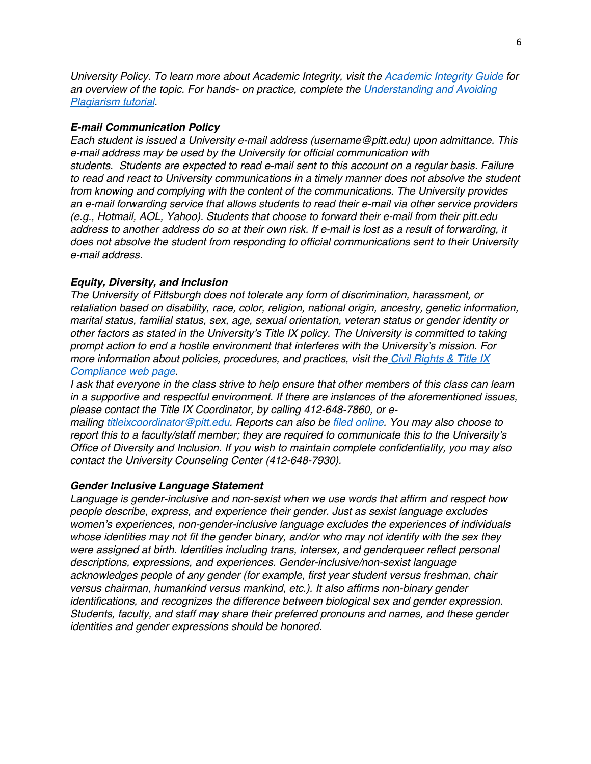*University Policy. To learn more about Academic Integrity, visit the [Academic Integrity Guide]() for an overview of the topic. For hands- on practice, complete the [Understanding and Avoiding Plagiarism tutorial]().*

***E-mail Communication Policy***

*Each student is issued a University e-mail address (username@pitt.edu) upon admittance. This e-mail address may be used by the University for official communication with students. Students are expected to read e-mail sent to this account on a regular basis. Failure to read and react to University communications in a timely manner does not absolve the student from knowing and complying with the content of the communications. The University provides an e-mail forwarding service that allows students to read their e-mail via other service providers (e.g., Hotmail, AOL, Yahoo). Students that choose to forward their e-mail from their pitt.edu address to another address do so at their own risk. If e-mail is lost as a result of forwarding, it does not absolve the student from responding to official communications sent to their University e-mail address.*

***Equity, Diversity, and Inclusion***

*The University of Pittsburgh does not tolerate any form of discrimination, harassment, or retaliation based on disability, race, color, religion, national origin, ancestry, genetic information, marital status, familial status, sex, age, sexual orientation, veteran status or gender identity or other factors as stated in the University's Title IX policy. The University is committed to taking prompt action to end a hostile environment that interferes with the University's mission. For more information about policies, procedures, and practices, visit the [Civil Rights & Title IX Compliance web page]().*

*I ask that everyone in the class strive to help ensure that other members of this class can learn in a supportive and respectful environment. If there are instances of the aforementioned issues, please contact the Title IX Coordinator, by calling 412-648-7860, or e-mailing [titleixcoordinator@pitt.edu](mailto:titleixcoordinator@pitt.edu). Reports can also be [filed online](). You may also choose to report this to a faculty/staff member; they are required to communicate this to the University's Office of Diversity and Inclusion. If you wish to maintain complete confidentiality, you may also contact the University Counseling Center (412-648-7930).*

***Gender Inclusive Language Statement***

*Language is gender-inclusive and non-sexist when we use words that affirm and respect how people describe, express, and experience their gender. Just as sexist language excludes women's experiences, non-gender-inclusive language excludes the experiences of individuals whose identities may not fit the gender binary, and/or who may not identify with the sex they were assigned at birth. Identities including trans, intersex, and genderqueer reflect personal descriptions, expressions, and experiences. Gender-inclusive/non-sexist language acknowledges people of any gender (for example, first year student versus freshman, chair versus chairman, humankind versus mankind, etc.). It also affirms non-binary gender identifications, and recognizes the difference between biological sex and gender expression. Students, faculty, and staff may share their preferred pronouns and names, and these gender identities and gender expressions should be honored.*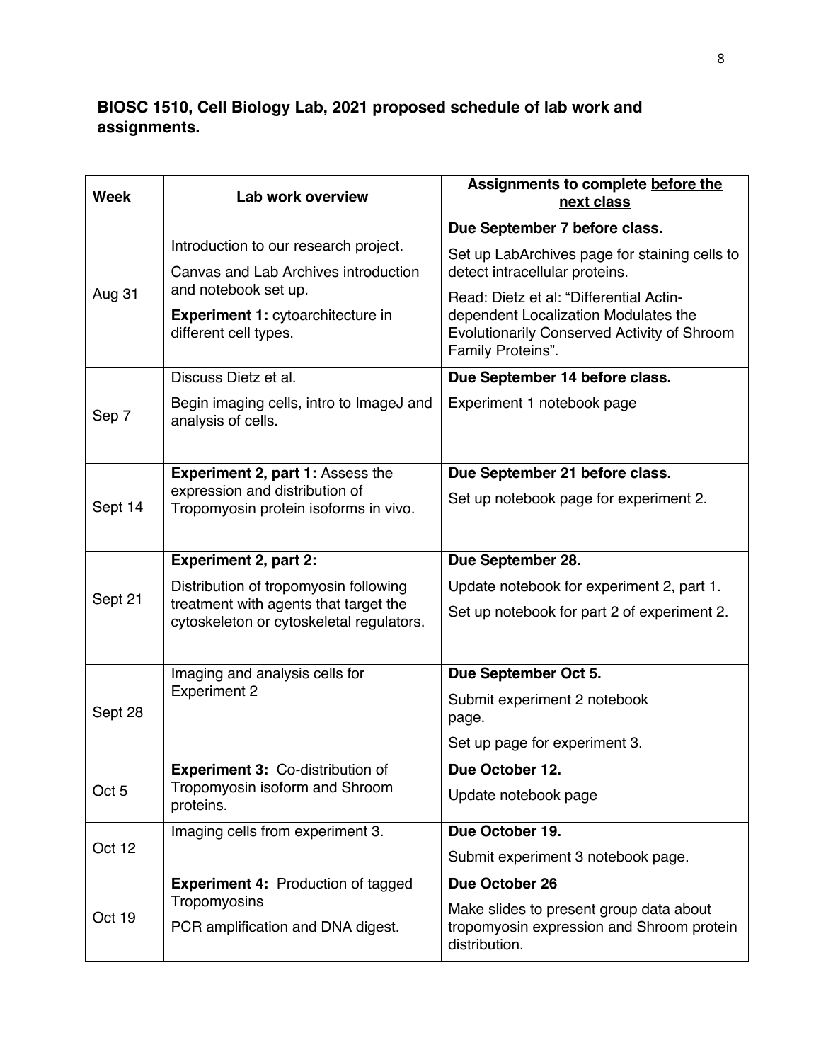**BIOSC 1510, Cell Biology Lab, 2021 proposed schedule of lab work and assignments.**

| Week | Lab work overview | Assignments to complete before the next class |
| --- | --- | --- |
| Aug 31 | Introduction to our research project.<br>Canvas and Lab Archives introduction and notebook set up.<br>**Experiment 1:** cytoarchitecture in different cell types. | **Due September 7 before class.**<br>Set up LabArchives page for staining cells to detect intracellular proteins.<br>Read: Dietz et al: "Differential Actin-dependent Localization Modulates the Evolutionarily Conserved Activity of Shroom Family Proteins". |
| Sep 7 | Discuss Dietz et al.<br>Begin imaging cells, intro to ImageJ and analysis of cells. | **Due September 14 before class.**<br>Experiment 1 notebook page |
| Sept 14 | **Experiment 2, part 1:** Assess the expression and distribution of Tropomyosin protein isoforms in vivo. | **Due September 21 before class.**<br>Set up notebook page for experiment 2. |
| Sept 21 | **Experiment 2, part 2:**<br>Distribution of tropomyosin following treatment with agents that target the cytoskeleton or cytoskeletal regulators. | **Due September 28.**<br>Update notebook for experiment 2, part 1.<br>Set up notebook for part 2 of experiment 2. |
| Sept 28 | Imaging and analysis cells for Experiment 2 | **Due September Oct 5.**<br>Submit experiment 2 notebook page.<br>Set up page for experiment 3. |
| Oct 5 | **Experiment 3:** Co-distribution of Tropomyosin isoform and Shroom proteins. | **Due October 12.**<br>Update notebook page |
| Oct 12 | Imaging cells from experiment 3. | **Due October 19.**<br>Submit experiment 3 notebook page. |
| Oct 19 | **Experiment 4:** Production of tagged Tropomyosins<br>PCR amplification and DNA digest. | **Due October 26**<br>Make slides to present group data about tropomyosin expression and Shroom protein distribution. |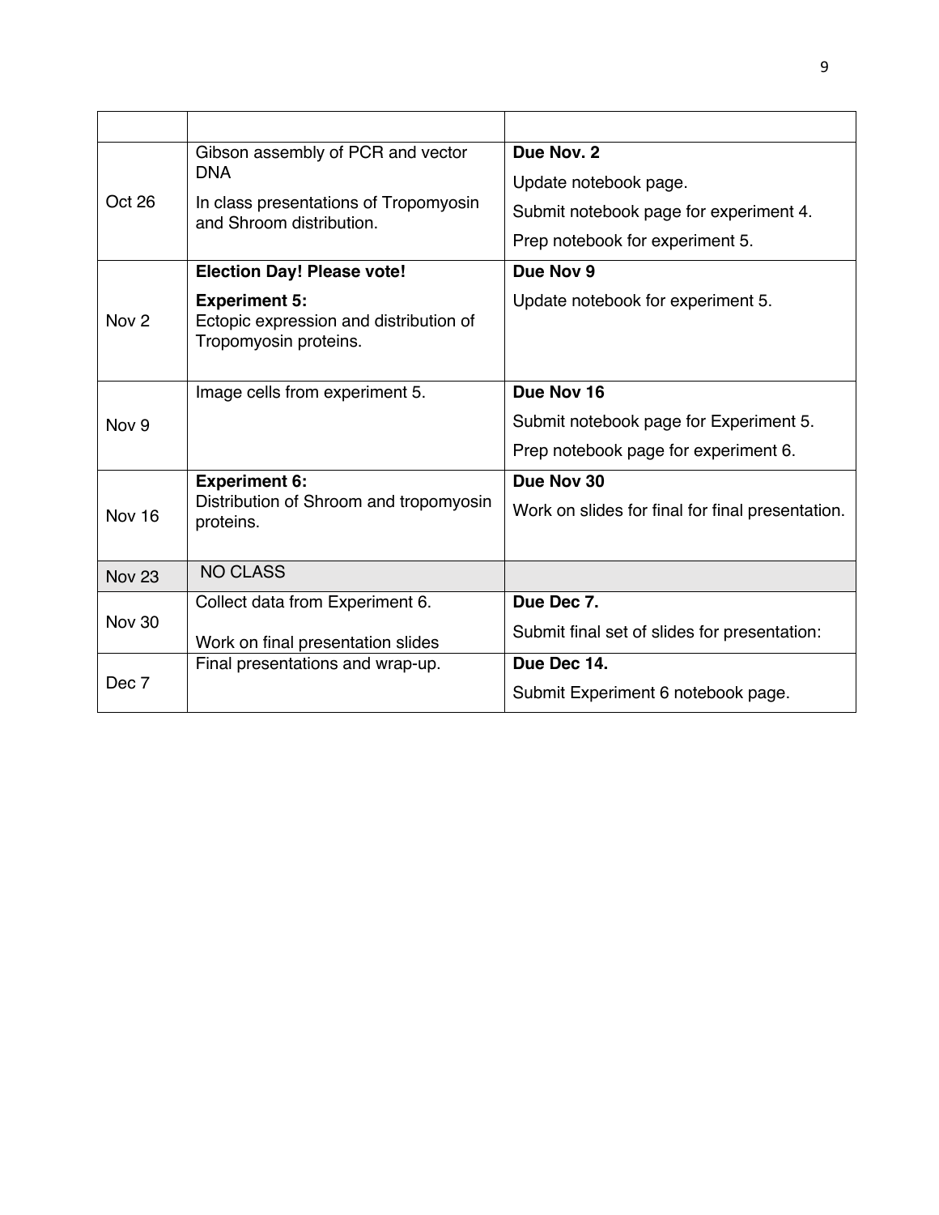| | | |
|---|---|---|
| Oct 26 | Gibson assembly of PCR and vector DNA<br><br>In class presentations of Tropomyosin and Shroom distribution. | **Due Nov. 2**<br><br>Update notebook page.<br><br>Submit notebook page for experiment 4.<br><br>Prep notebook for experiment 5. |
| Nov 2 | **Election Day! Please vote!**<br><br>**Experiment 5:**<br>Ectopic expression and distribution of Tropomyosin proteins. | **Due Nov 9**<br><br>Update notebook for experiment 5. |
| Nov 9 | Image cells from experiment 5. | **Due Nov 16**<br><br>Submit notebook page for Experiment 5.<br><br>Prep notebook page for experiment 6. |
| Nov 16 | **Experiment 6:**<br>Distribution of Shroom and tropomyosin proteins. | **Due Nov 30**<br><br>Work on slides for final for final presentation. |
| Nov 23 | NO CLASS | |
| Nov 30 | Collect data from Experiment 6.<br><br>Work on final presentation slides | **Due Dec 7.**<br><br>Submit final set of slides for presentation: |
| Dec 7 | Final presentations and wrap-up. | **Due Dec 14.**<br><br>Submit Experiment 6 notebook page. |